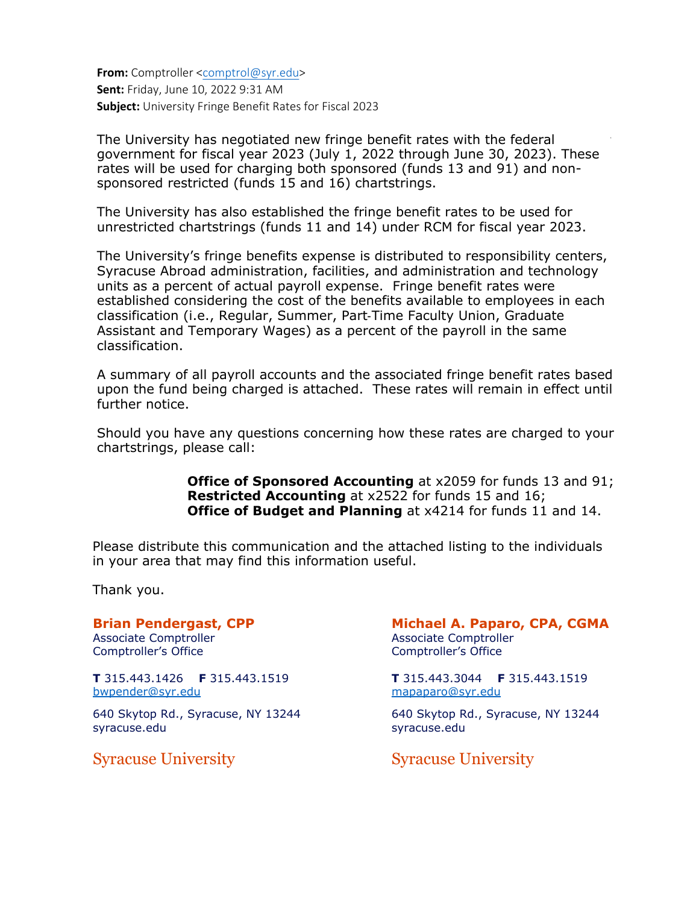**From:** Comptroller <comptrol@syr.edu>
**Sent:** Friday, June 10, 2022 9:31 AM
**Subject:** University Fringe Benefit Rates for Fiscal 2023

The University has negotiated new fringe benefit rates with the federal government for fiscal year 2023 (July 1, 2022 through June 30, 2023). These rates will be used for charging both sponsored (funds 13 and 91) and non-sponsored restricted (funds 15 and 16) chartstrings.

The University has also established the fringe benefit rates to be used for unrestricted chartstrings (funds 11 and 14) under RCM for fiscal year 2023.

The University's fringe benefits expense is distributed to responsibility centers, Syracuse Abroad administration, facilities, and administration and technology units as a percent of actual payroll expense. Fringe benefit rates were established considering the cost of the benefits available to employees in each classification (i.e., Regular, Summer, Part-Time Faculty Union, Graduate Assistant and Temporary Wages) as a percent of the payroll in the same classification.

A summary of all payroll accounts and the associated fringe benefit rates based upon the fund being charged is attached. These rates will remain in effect until further notice.

Should you have any questions concerning how these rates are charged to your chartstrings, please call:

**Office of Sponsored Accounting** at x2059 for funds 13 and 91;
**Restricted Accounting** at x2522 for funds 15 and 16;
**Office of Budget and Planning** at x4214 for funds 11 and 14.

Please distribute this communication and the attached listing to the individuals in your area that may find this information useful.

Thank you.

**Brian Pendergast, CPP**
Associate Comptroller
Comptroller's Office

**T** 315.443.1426 **F** 315.443.1519
bwpender@syr.edu

640 Skytop Rd., Syracuse, NY 13244
syracuse.edu

Syracuse University

**Michael A. Paparo, CPA, CGMA**
Associate Comptroller
Comptroller's Office

**T** 315.443.3044 **F** 315.443.1519
mapaparo@syr.edu

640 Skytop Rd., Syracuse, NY 13244
syracuse.edu

Syracuse University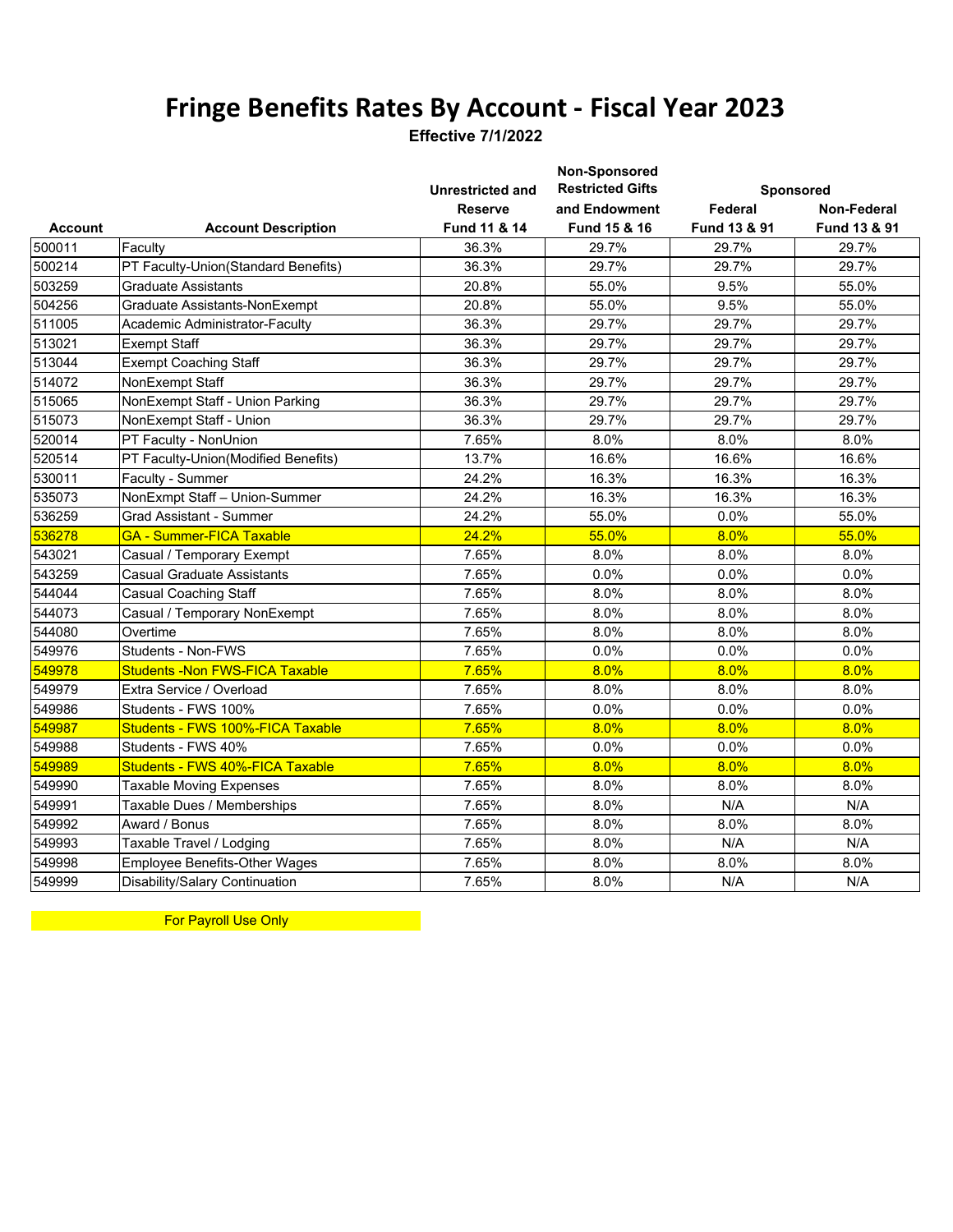# Fringe Benefits Rates By Account - Fiscal Year 2023

**Effective 7/1/2022**

| Account | Account Description | Unrestricted and Reserve Fund 11 & 14 | Non-Sponsored Restricted Gifts and Endowment Fund 15 & 16 | Sponsored Federal Fund 13 & 91 | Sponsored Non-Federal Fund 13 & 91 |
|---|---|---|---|---|---|
| 500011 | Faculty | 36.3% | 29.7% | 29.7% | 29.7% |
| 500214 | PT Faculty-Union(Standard Benefits) | 36.3% | 29.7% | 29.7% | 29.7% |
| 503259 | Graduate Assistants | 20.8% | 55.0% | 9.5% | 55.0% |
| 504256 | Graduate Assistants-NonExempt | 20.8% | 55.0% | 9.5% | 55.0% |
| 511005 | Academic Administrator-Faculty | 36.3% | 29.7% | 29.7% | 29.7% |
| 513021 | Exempt Staff | 36.3% | 29.7% | 29.7% | 29.7% |
| 513044 | Exempt Coaching Staff | 36.3% | 29.7% | 29.7% | 29.7% |
| 514072 | NonExempt Staff | 36.3% | 29.7% | 29.7% | 29.7% |
| 515065 | NonExempt Staff - Union Parking | 36.3% | 29.7% | 29.7% | 29.7% |
| 515073 | NonExempt Staff - Union | 36.3% | 29.7% | 29.7% | 29.7% |
| 520014 | PT Faculty - NonUnion | 7.65% | 8.0% | 8.0% | 8.0% |
| 520514 | PT Faculty-Union(Modified Benefits) | 13.7% | 16.6% | 16.6% | 16.6% |
| 530011 | Faculty - Summer | 24.2% | 16.3% | 16.3% | 16.3% |
| 535073 | NonExmpt Staff – Union-Summer | 24.2% | 16.3% | 16.3% | 16.3% |
| 536259 | Grad Assistant - Summer | 24.2% | 55.0% | 0.0% | 55.0% |
| 536278 | GA - Summer-FICA Taxable | 24.2% | 55.0% | 8.0% | 55.0% |
| 543021 | Casual / Temporary Exempt | 7.65% | 8.0% | 8.0% | 8.0% |
| 543259 | Casual Graduate Assistants | 7.65% | 0.0% | 0.0% | 0.0% |
| 544044 | Casual Coaching Staff | 7.65% | 8.0% | 8.0% | 8.0% |
| 544073 | Casual / Temporary NonExempt | 7.65% | 8.0% | 8.0% | 8.0% |
| 544080 | Overtime | 7.65% | 8.0% | 8.0% | 8.0% |
| 549976 | Students - Non-FWS | 7.65% | 0.0% | 0.0% | 0.0% |
| 549978 | Students -Non FWS-FICA Taxable | 7.65% | 8.0% | 8.0% | 8.0% |
| 549979 | Extra Service / Overload | 7.65% | 8.0% | 8.0% | 8.0% |
| 549986 | Students - FWS 100% | 7.65% | 0.0% | 0.0% | 0.0% |
| 549987 | Students - FWS 100%-FICA Taxable | 7.65% | 8.0% | 8.0% | 8.0% |
| 549988 | Students - FWS 40% | 7.65% | 0.0% | 0.0% | 0.0% |
| 549989 | Students - FWS 40%-FICA Taxable | 7.65% | 8.0% | 8.0% | 8.0% |
| 549990 | Taxable Moving Expenses | 7.65% | 8.0% | 8.0% | 8.0% |
| 549991 | Taxable Dues / Memberships | 7.65% | 8.0% | N/A | N/A |
| 549992 | Award / Bonus | 7.65% | 8.0% | 8.0% | 8.0% |
| 549993 | Taxable Travel / Lodging | 7.65% | 8.0% | N/A | N/A |
| 549998 | Employee Benefits-Other Wages | 7.65% | 8.0% | 8.0% | 8.0% |
| 549999 | Disability/Salary Continuation | 7.65% | 8.0% | N/A | N/A |

For Payroll Use Only